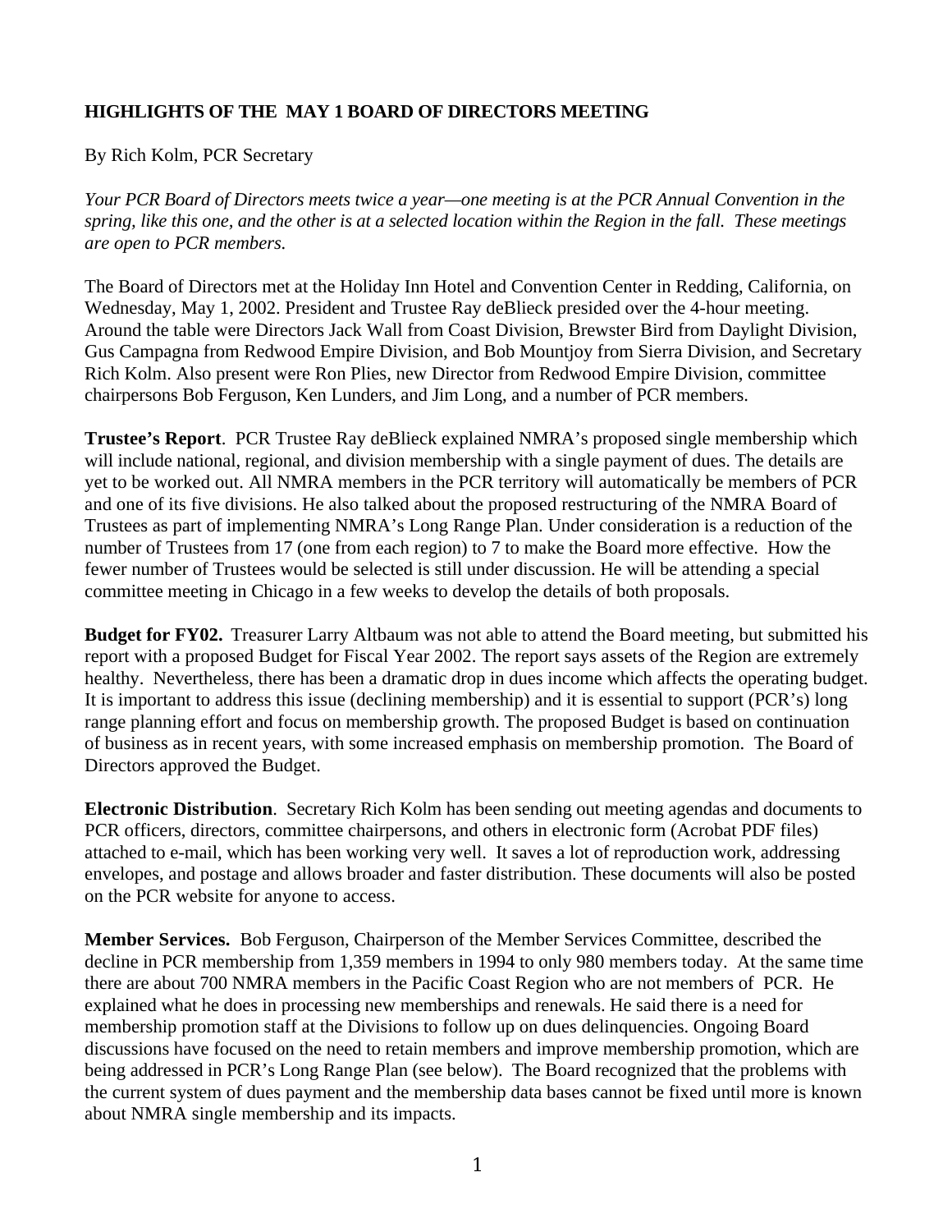## HIGHLIGHTS OF THE MAY 1 BOARD OF DIRECTORS MEETING

By Rich Kolm, PCR Secretary

*Your PCR Board of Directors meets twice a year—one meeting is at the PCR Annual Convention in the spring, like this one, and the other is at a selected location within the Region in the fall. These meetings are open to PCR members.*

The Board of Directors met at the Holiday Inn Hotel and Convention Center in Redding, California, on Wednesday, May 1, 2002. President and Trustee Ray deBlieck presided over the 4-hour meeting. Around the table were Directors Jack Wall from Coast Division, Brewster Bird from Daylight Division, Gus Campagna from Redwood Empire Division, and Bob Mountjoy from Sierra Division, and Secretary Rich Kolm. Also present were Ron Plies, new Director from Redwood Empire Division, committee chairpersons Bob Ferguson, Ken Lunders, and Jim Long, and a number of PCR members.

**Trustee's Report**. PCR Trustee Ray deBlieck explained NMRA's proposed single membership which will include national, regional, and division membership with a single payment of dues. The details are yet to be worked out. All NMRA members in the PCR territory will automatically be members of PCR and one of its five divisions. He also talked about the proposed restructuring of the NMRA Board of Trustees as part of implementing NMRA's Long Range Plan. Under consideration is a reduction of the number of Trustees from 17 (one from each region) to 7 to make the Board more effective. How the fewer number of Trustees would be selected is still under discussion. He will be attending a special committee meeting in Chicago in a few weeks to develop the details of both proposals.

**Budget for FY02.** Treasurer Larry Altbaum was not able to attend the Board meeting, but submitted his report with a proposed Budget for Fiscal Year 2002. The report says assets of the Region are extremely healthy. Nevertheless, there has been a dramatic drop in dues income which affects the operating budget. It is important to address this issue (declining membership) and it is essential to support (PCR's) long range planning effort and focus on membership growth. The proposed Budget is based on continuation of business as in recent years, with some increased emphasis on membership promotion. The Board of Directors approved the Budget.

**Electronic Distribution**. Secretary Rich Kolm has been sending out meeting agendas and documents to PCR officers, directors, committee chairpersons, and others in electronic form (Acrobat PDF files) attached to e-mail, which has been working very well. It saves a lot of reproduction work, addressing envelopes, and postage and allows broader and faster distribution. These documents will also be posted on the PCR website for anyone to access.

**Member Services.** Bob Ferguson, Chairperson of the Member Services Committee, described the decline in PCR membership from 1,359 members in 1994 to only 980 members today. At the same time there are about 700 NMRA members in the Pacific Coast Region who are not members of PCR. He explained what he does in processing new memberships and renewals. He said there is a need for membership promotion staff at the Divisions to follow up on dues delinquencies. Ongoing Board discussions have focused on the need to retain members and improve membership promotion, which are being addressed in PCR's Long Range Plan (see below). The Board recognized that the problems with the current system of dues payment and the membership data bases cannot be fixed until more is known about NMRA single membership and its impacts.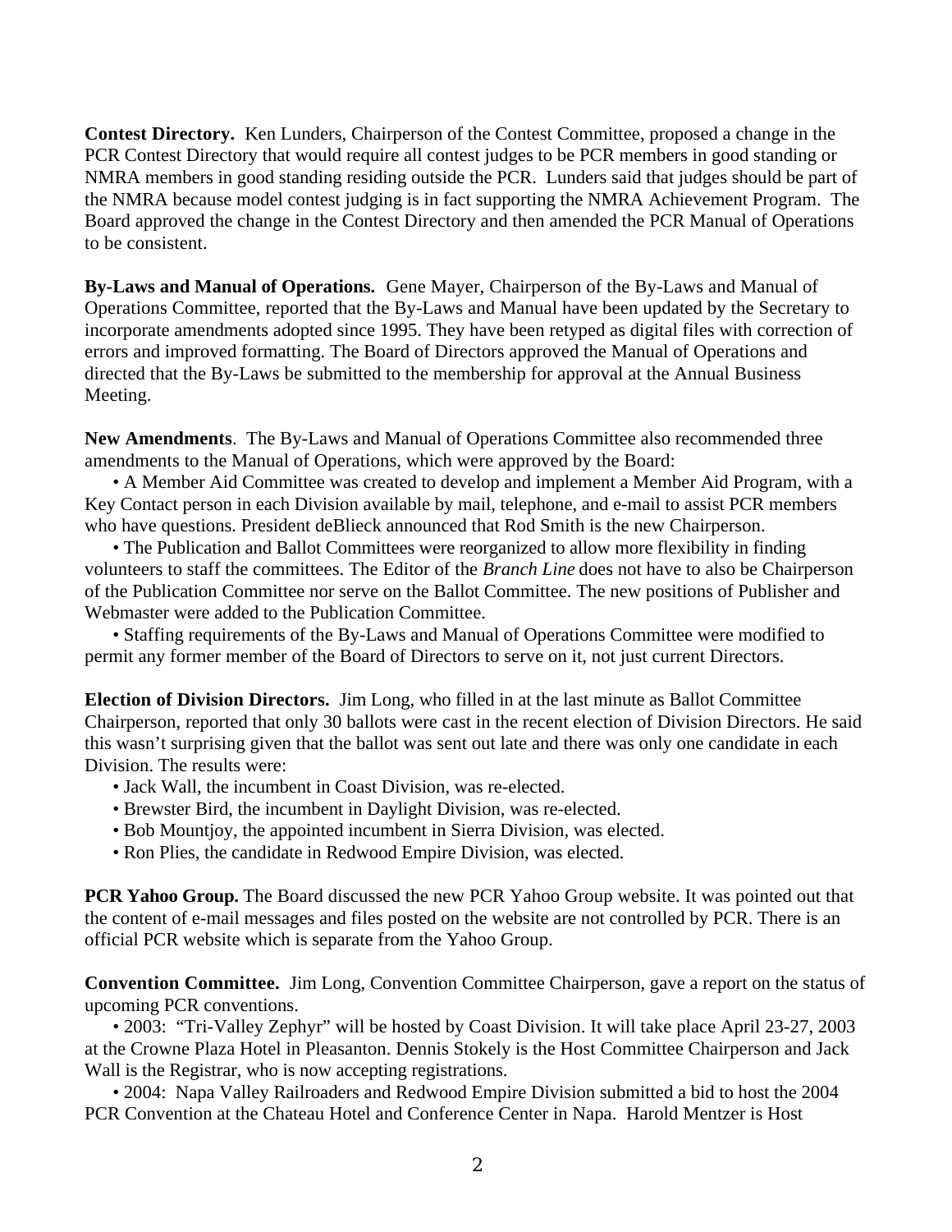**Contest Directory.** Ken Lunders, Chairperson of the Contest Committee, proposed a change in the PCR Contest Directory that would require all contest judges to be PCR members in good standing or NMRA members in good standing residing outside the PCR. Lunders said that judges should be part of the NMRA because model contest judging is in fact supporting the NMRA Achievement Program. The Board approved the change in the Contest Directory and then amended the PCR Manual of Operations to be consistent.

**By-Laws and Manual of Operations.** Gene Mayer, Chairperson of the By-Laws and Manual of Operations Committee, reported that the By-Laws and Manual have been updated by the Secretary to incorporate amendments adopted since 1995. They have been retyped as digital files with correction of errors and improved formatting. The Board of Directors approved the Manual of Operations and directed that the By-Laws be submitted to the membership for approval at the Annual Business Meeting.

**New Amendments**. The By-Laws and Manual of Operations Committee also recommended three amendments to the Manual of Operations, which were approved by the Board:

- A Member Aid Committee was created to develop and implement a Member Aid Program, with a Key Contact person in each Division available by mail, telephone, and e-mail to assist PCR members who have questions. President deBlieck announced that Rod Smith is the new Chairperson.
- The Publication and Ballot Committees were reorganized to allow more flexibility in finding volunteers to staff the committees. The Editor of the *Branch Line* does not have to also be Chairperson of the Publication Committee nor serve on the Ballot Committee. The new positions of Publisher and Webmaster were added to the Publication Committee.
- Staffing requirements of the By-Laws and Manual of Operations Committee were modified to permit any former member of the Board of Directors to serve on it, not just current Directors.

**Election of Division Directors.** Jim Long, who filled in at the last minute as Ballot Committee Chairperson, reported that only 30 ballots were cast in the recent election of Division Directors. He said this wasn't surprising given that the ballot was sent out late and there was only one candidate in each Division. The results were:

- Jack Wall, the incumbent in Coast Division, was re-elected.
- Brewster Bird, the incumbent in Daylight Division, was re-elected.
- Bob Mountjoy, the appointed incumbent in Sierra Division, was elected.
- Ron Plies, the candidate in Redwood Empire Division, was elected.

**PCR Yahoo Group.** The Board discussed the new PCR Yahoo Group website. It was pointed out that the content of e-mail messages and files posted on the website are not controlled by PCR. There is an official PCR website which is separate from the Yahoo Group.

**Convention Committee.** Jim Long, Convention Committee Chairperson, gave a report on the status of upcoming PCR conventions.

- 2003: "Tri-Valley Zephyr" will be hosted by Coast Division. It will take place April 23-27, 2003 at the Crowne Plaza Hotel in Pleasanton. Dennis Stokely is the Host Committee Chairperson and Jack Wall is the Registrar, who is now accepting registrations.
- 2004: Napa Valley Railroaders and Redwood Empire Division submitted a bid to host the 2004 PCR Convention at the Chateau Hotel and Conference Center in Napa. Harold Mentzer is Host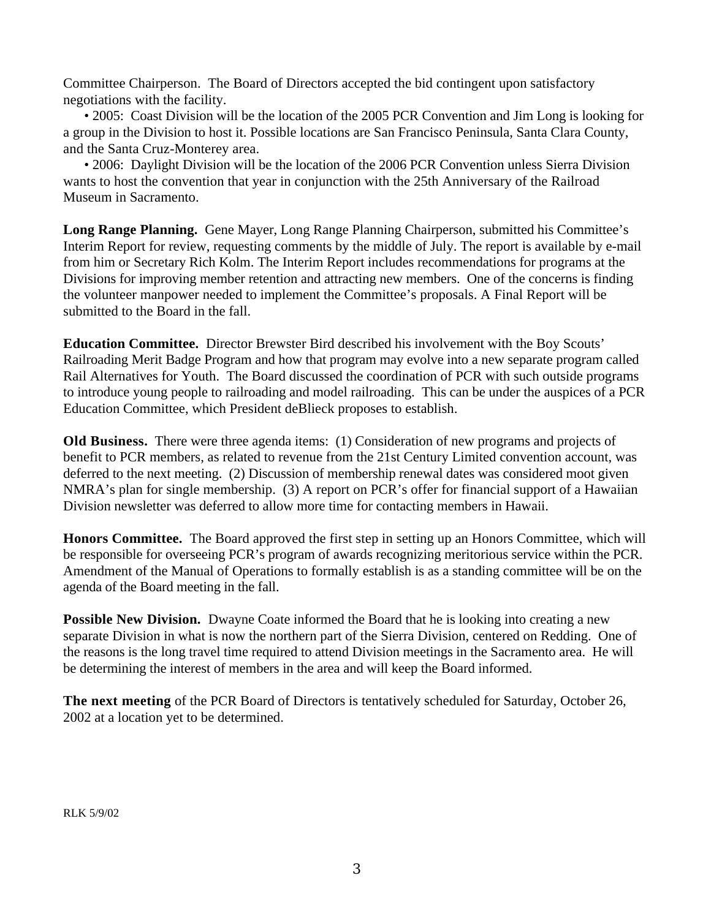Committee Chairperson. The Board of Directors accepted the bid contingent upon satisfactory negotiations with the facility.

- 2005: Coast Division will be the location of the 2005 PCR Convention and Jim Long is looking for a group in the Division to host it. Possible locations are San Francisco Peninsula, Santa Clara County, and the Santa Cruz-Monterey area.
- 2006: Daylight Division will be the location of the 2006 PCR Convention unless Sierra Division wants to host the convention that year in conjunction with the 25th Anniversary of the Railroad Museum in Sacramento.

**Long Range Planning.** Gene Mayer, Long Range Planning Chairperson, submitted his Committee's Interim Report for review, requesting comments by the middle of July. The report is available by e-mail from him or Secretary Rich Kolm. The Interim Report includes recommendations for programs at the Divisions for improving member retention and attracting new members. One of the concerns is finding the volunteer manpower needed to implement the Committee's proposals. A Final Report will be submitted to the Board in the fall.

**Education Committee.** Director Brewster Bird described his involvement with the Boy Scouts' Railroading Merit Badge Program and how that program may evolve into a new separate program called Rail Alternatives for Youth. The Board discussed the coordination of PCR with such outside programs to introduce young people to railroading and model railroading. This can be under the auspices of a PCR Education Committee, which President deBlieck proposes to establish.

**Old Business.** There were three agenda items: (1) Consideration of new programs and projects of benefit to PCR members, as related to revenue from the 21st Century Limited convention account, was deferred to the next meeting. (2) Discussion of membership renewal dates was considered moot given NMRA's plan for single membership. (3) A report on PCR's offer for financial support of a Hawaiian Division newsletter was deferred to allow more time for contacting members in Hawaii.

**Honors Committee.** The Board approved the first step in setting up an Honors Committee, which will be responsible for overseeing PCR's program of awards recognizing meritorious service within the PCR. Amendment of the Manual of Operations to formally establish is as a standing committee will be on the agenda of the Board meeting in the fall.

**Possible New Division.** Dwayne Coate informed the Board that he is looking into creating a new separate Division in what is now the northern part of the Sierra Division, centered on Redding. One of the reasons is the long travel time required to attend Division meetings in the Sacramento area. He will be determining the interest of members in the area and will keep the Board informed.

**The next meeting** of the PCR Board of Directors is tentatively scheduled for Saturday, October 26, 2002 at a location yet to be determined.

RLK 5/9/02